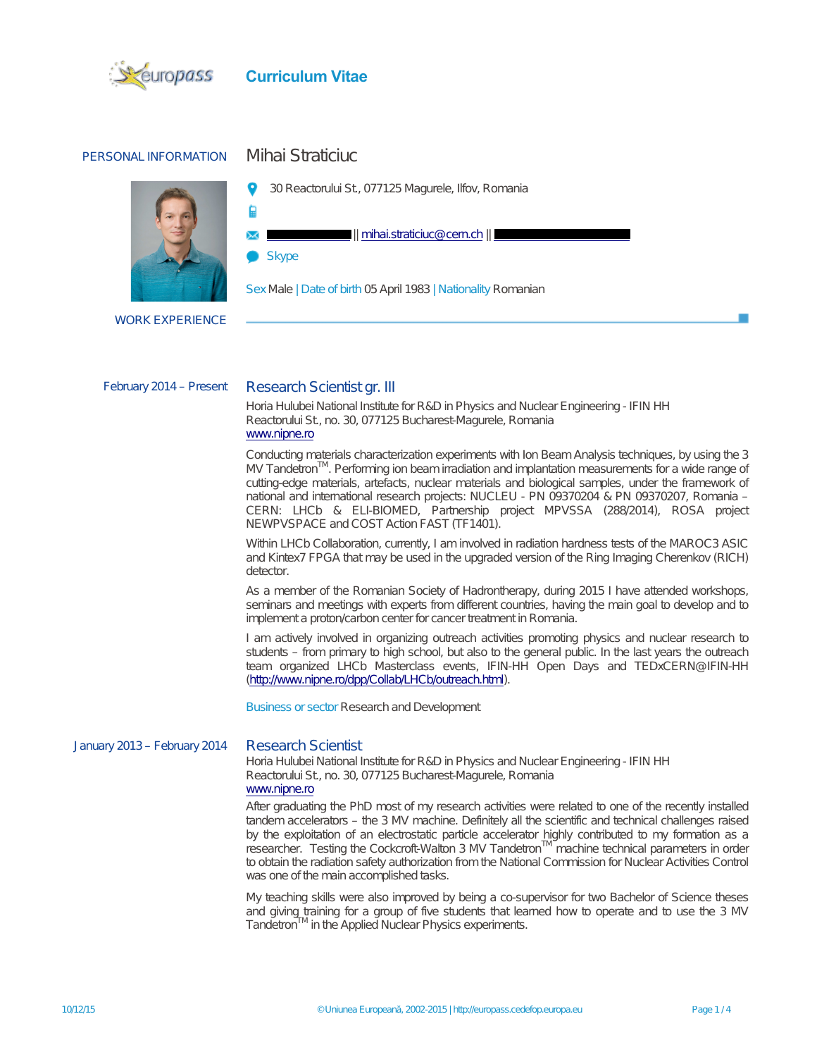# Curriculum Vitae

## PERSONAL INFORMATION

### Mihai Straticiuc

30 Reactorului St., 077125 Magurele, Ilfov, Romania

|| mihai.straticiuc@cern.ch ||

Skype

Sex Male | Date of birth 05 April 1983 | Nationality Romanian

## WORK EXPERIENCE

**February 2014 – Present**

### Research Scientist gr. III

Horia Hulubei National Institute for R&D in Physics and Nuclear Engineering - IFIN HH
Reactorului St., no. 30, 077125 Bucharest-Magurele, Romania
www.nipne.ro

Conducting materials characterization experiments with Ion Beam Analysis techniques, by using the 3 MV Tandetron™. Performing ion beam irradiation and implantation measurements for a wide range of cutting-edge materials, artefacts, nuclear materials and biological samples, under the framework of national and international research projects: NUCLEU - PN 09370204 & PN 09370207, Romania – CERN: LHCb & ELI-BIOMED, Partnership project MPVSSA (288/2014), ROSA project NEWPVSPACE and COST Action FAST (TF1401).

Within LHCb Collaboration, currently, I am involved in radiation hardness tests of the MAROC3 ASIC and Kintex7 FPGA that may be used in the upgraded version of the Ring Imaging Cherenkov (RICH) detector.

As a member of the Romanian Society of Hadrontherapy, during 2015 I have attended workshops, seminars and meetings with experts from different countries, having the main goal to develop and to implement a proton/carbon center for cancer treatment in Romania.

I am actively involved in organizing outreach activities promoting physics and nuclear research to students – from primary to high school, but also to the general public. In the last years the outreach team organized LHCb Masterclass events, IFIN-HH Open Days and TEDxCERN@IFIN-HH (http://www.nipne.ro/dpp/Collab/LHCb/outreach.html).

Business or sector Research and Development

**January 2013 – February 2014**

### Research Scientist

Horia Hulubei National Institute for R&D in Physics and Nuclear Engineering - IFIN HH
Reactorului St., no. 30, 077125 Bucharest-Magurele, Romania
www.nipne.ro

After graduating the PhD most of my research activities were related to one of the recently installed tandem accelerators – the 3 MV machine. Definitely all the scientific and technical challenges raised by the exploitation of an electrostatic particle accelerator highly contributed to my formation as a researcher. Testing the Cockcroft-Walton 3 MV Tandetron™ machine technical parameters in order to obtain the radiation safety authorization from the National Commission for Nuclear Activities Control was one of the main accomplished tasks.

My teaching skills were also improved by being a co-supervisor for two Bachelor of Science theses and giving training for a group of five students that learned how to operate and to use the 3 MV Tandetron™ in the Applied Nuclear Physics experiments.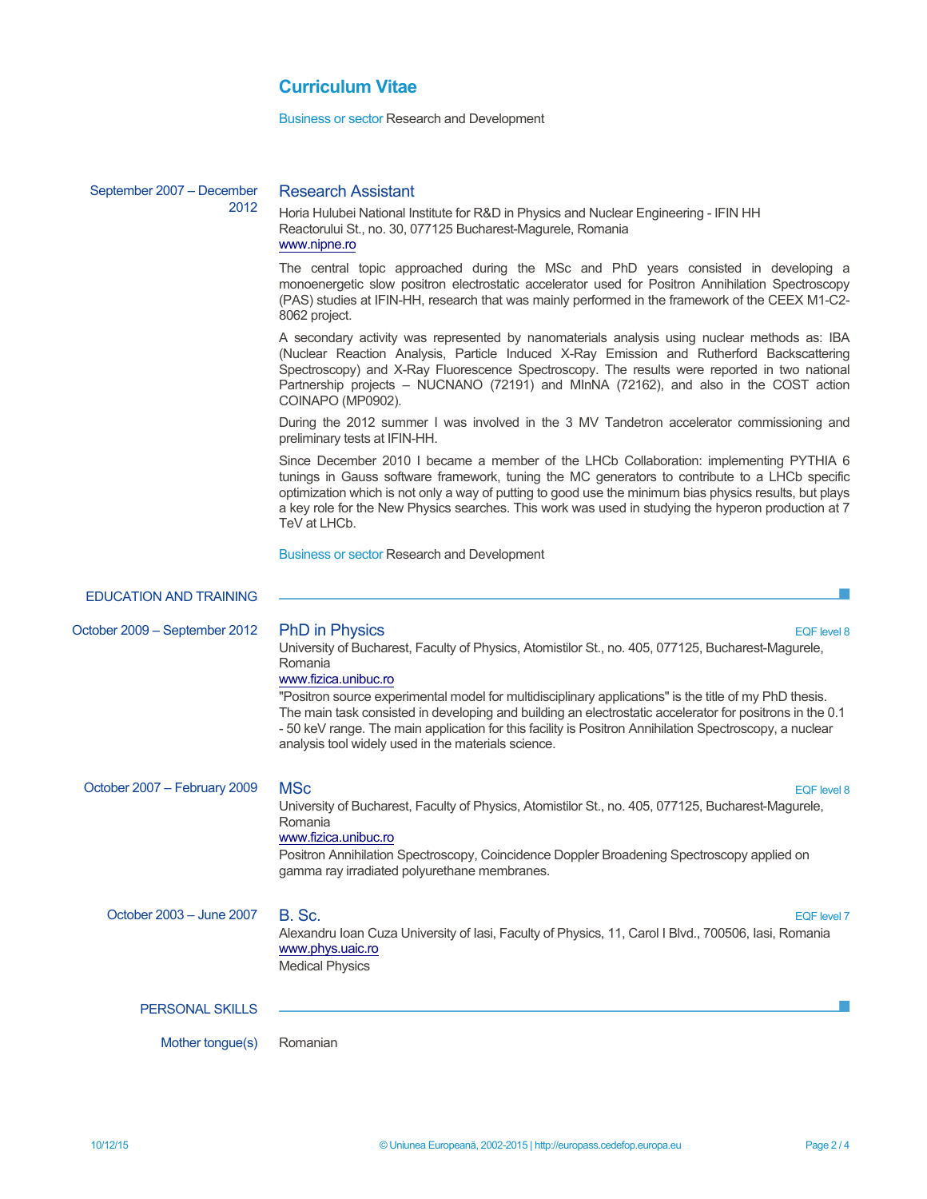# Curriculum Vitae

Business or sector Research and Development

**September 2007 – December 2012**

### Research Assistant

Horia Hulubei National Institute for R&D in Physics and Nuclear Engineering - IFIN HH
Reactorului St., no. 30, 077125 Bucharest-Magurele, Romania
www.nipne.ro

The central topic approached during the MSc and PhD years consisted in developing a monoenergetic slow positron electrostatic accelerator used for Positron Annihilation Spectroscopy (PAS) studies at IFIN-HH, research that was mainly performed in the framework of the CEEX M1-C2-8062 project.

A secondary activity was represented by nanomaterials analysis using nuclear methods as: IBA (Nuclear Reaction Analysis, Particle Induced X-Ray Emission and Rutherford Backscattering Spectroscopy) and X-Ray Fluorescence Spectroscopy. The results were reported in two national Partnership projects – NUCNANO (72191) and MInNA (72162), and also in the COST action COINAPO (MP0902).

During the 2012 summer I was involved in the 3 MV Tandetron accelerator commissioning and preliminary tests at IFIN-HH.

Since December 2010 I became a member of the LHCb Collaboration: implementing PYTHIA 6 tunings in Gauss software framework, tuning the MC generators to contribute to a LHCb specific optimization which is not only a way of putting to good use the minimum bias physics results, but plays a key role for the New Physics searches. This work was used in studying the hyperon production at 7 TeV at LHCb.

Business or sector Research and Development

## EDUCATION AND TRAINING

**October 2009 – September 2012**

### PhD in Physics — EQF level 8

University of Bucharest, Faculty of Physics, Atomistilor St., no. 405, 077125, Bucharest-Magurele, Romania
www.fizica.unibuc.ro

"Positron source experimental model for multidisciplinary applications" is the title of my PhD thesis. The main task consisted in developing and building an electrostatic accelerator for positrons in the 0.1 - 50 keV range. The main application for this facility is Positron Annihilation Spectroscopy, a nuclear analysis tool widely used in the materials science.

**October 2007 – February 2009**

### MSc — EQF level 8

University of Bucharest, Faculty of Physics, Atomistilor St., no. 405, 077125, Bucharest-Magurele, Romania
www.fizica.unibuc.ro

Positron Annihilation Spectroscopy, Coincidence Doppler Broadening Spectroscopy applied on gamma ray irradiated polyurethane membranes.

**October 2003 – June 2007**

### B. Sc. — EQF level 7

Alexandru Ioan Cuza University of Iasi, Faculty of Physics, 11, Carol I Blvd., 700506, Iasi, Romania
www.phys.uaic.ro

Medical Physics

## PERSONAL SKILLS

Mother tongue(s): Romanian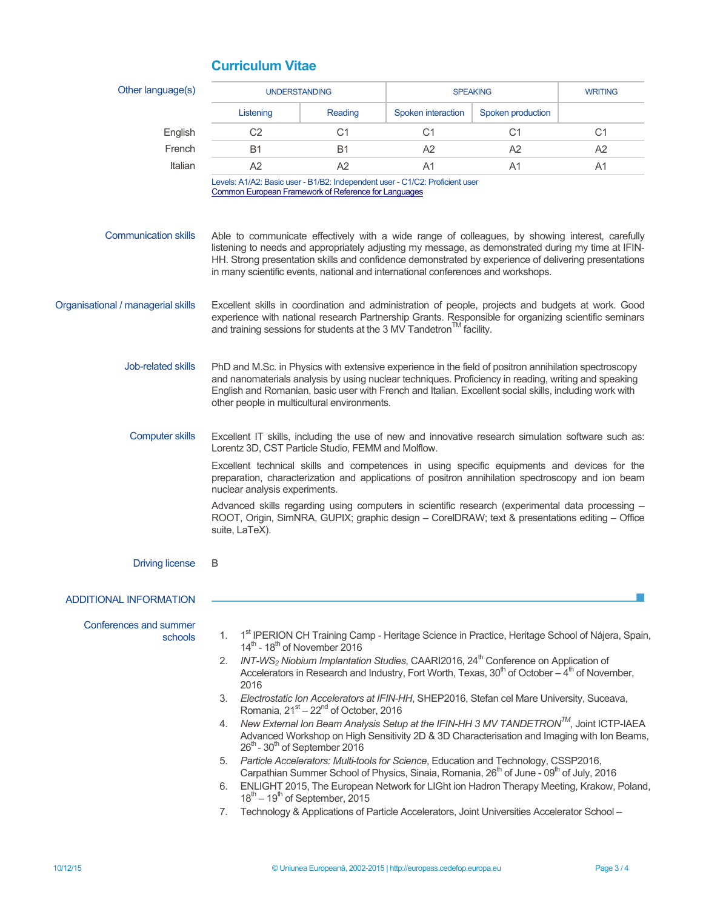# Curriculum Vitae

**Other language(s)**

| | UNDERSTANDING | | SPEAKING | | WRITING |
|---|---|---|---|---|---|
| | Listening | Reading | Spoken interaction | Spoken production | |
| English | C2 | C1 | C1 | C1 | C1 |
| French | B1 | B1 | A2 | A2 | A2 |
| Italian | A2 | A2 | A1 | A1 | A1 |

Levels: A1/A2: Basic user - B1/B2: Independent user - C1/C2: Proficient user
Common European Framework of Reference for Languages

**Communication skills**

Able to communicate effectively with a wide range of colleagues, by showing interest, carefully listening to needs and appropriately adjusting my message, as demonstrated during my time at IFIN-HH. Strong presentation skills and confidence demonstrated by experience of delivering presentations in many scientific events, national and international conferences and workshops.

**Organisational / managerial skills**

Excellent skills in coordination and administration of people, projects and budgets at work. Good experience with national research Partnership Grants. Responsible for organizing scientific seminars and training sessions for students at the 3 MV Tandetron™ facility.

**Job-related skills**

PhD and M.Sc. in Physics with extensive experience in the field of positron annihilation spectroscopy and nanomaterials analysis by using nuclear techniques. Proficiency in reading, writing and speaking English and Romanian, basic user with French and Italian. Excellent social skills, including work with other people in multicultural environments.

**Computer skills**

Excellent IT skills, including the use of new and innovative research simulation software such as: Lorentz 3D, CST Particle Studio, FEMM and Molflow.

Excellent technical skills and competences in using specific equipments and devices for the preparation, characterization and applications of positron annihilation spectroscopy and ion beam nuclear analysis experiments.

Advanced skills regarding using computers in scientific research (experimental data processing – ROOT, Origin, SimNRA, GUPIX; graphic design – CorelDRAW; text & presentations editing – Office suite, LaTeX).

**Driving license**

B

## ADDITIONAL INFORMATION

**Conferences and summer schools**

1. 1st IPERION CH Training Camp - Heritage Science in Practice, Heritage School of Nájera, Spain, 14th - 18th of November 2016
2. *INT-WS$_2$ Niobium Implantation Studies*, CAARI2016, 24th Conference on Application of Accelerators in Research and Industry, Fort Worth, Texas, 30th of October – 4th of November, 2016
3. *Electrostatic Ion Accelerators at IFIN-HH*, SHEP2016, Stefan cel Mare University, Suceava, Romania, 21st – 22nd of October, 2016
4. *New External Ion Beam Analysis Setup at the IFIN-HH 3 MV TANDETRON™*, Joint ICTP-IAEA Advanced Workshop on High Sensitivity 2D & 3D Characterisation and Imaging with Ion Beams, 26th - 30th of September 2016
5. *Particle Accelerators: Multi-tools for Science*, Education and Technology, CSSP2016, Carpathian Summer School of Physics, Sinaia, Romania, 26th of June - 09th of July, 2016
6. ENLIGHT 2015, The European Network for LIGht ion Hadron Therapy Meeting, Krakow, Poland, 18th – 19th of September, 2015
7. Technology & Applications of Particle Accelerators, Joint Universities Accelerator School –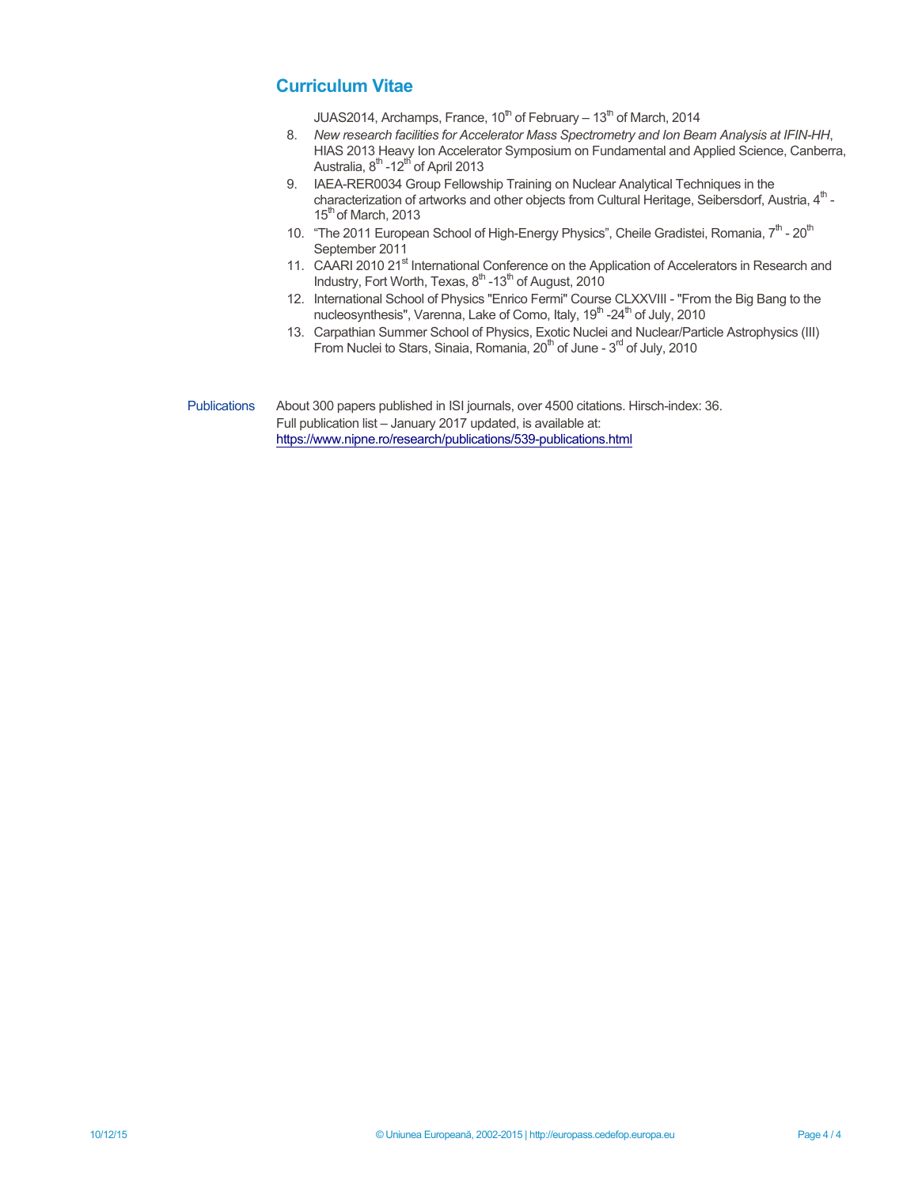# Curriculum Vitae

JUAS2014, Archamps, France, 10$^{th}$ of February – 13$^{th}$ of March, 2014

8. *New research facilities for Accelerator Mass Spectrometry and Ion Beam Analysis at IFIN-HH*, HIAS 2013 Heavy Ion Accelerator Symposium on Fundamental and Applied Science, Canberra, Australia, 8$^{th}$ -12$^{th}$ of April 2013
9. IAEA-RER0034 Group Fellowship Training on Nuclear Analytical Techniques in the characterization of artworks and other objects from Cultural Heritage, Seibersdorf, Austria, 4$^{th}$ - 15$^{th}$ of March, 2013
10. "The 2011 European School of High-Energy Physics", Cheile Gradistei, Romania, 7$^{th}$ - 20$^{th}$ September 2011
11. CAARI 2010 21$^{st}$ International Conference on the Application of Accelerators in Research and Industry, Fort Worth, Texas, 8$^{th}$ -13$^{th}$ of August, 2010
12. International School of Physics "Enrico Fermi" Course CLXXVIII - "From the Big Bang to the nucleosynthesis", Varenna, Lake of Como, Italy, 19$^{th}$ -24$^{th}$ of July, 2010
13. Carpathian Summer School of Physics, Exotic Nuclei and Nuclear/Particle Astrophysics (III) From Nuclei to Stars, Sinaia, Romania, 20$^{th}$ of June - 3$^{rd}$ of July, 2010

**Publications**

About 300 papers published in ISI journals, over 4500 citations. Hirsch-index: 36.
Full publication list – January 2017 updated, is available at:
https://www.nipne.ro/research/publications/539-publications.html